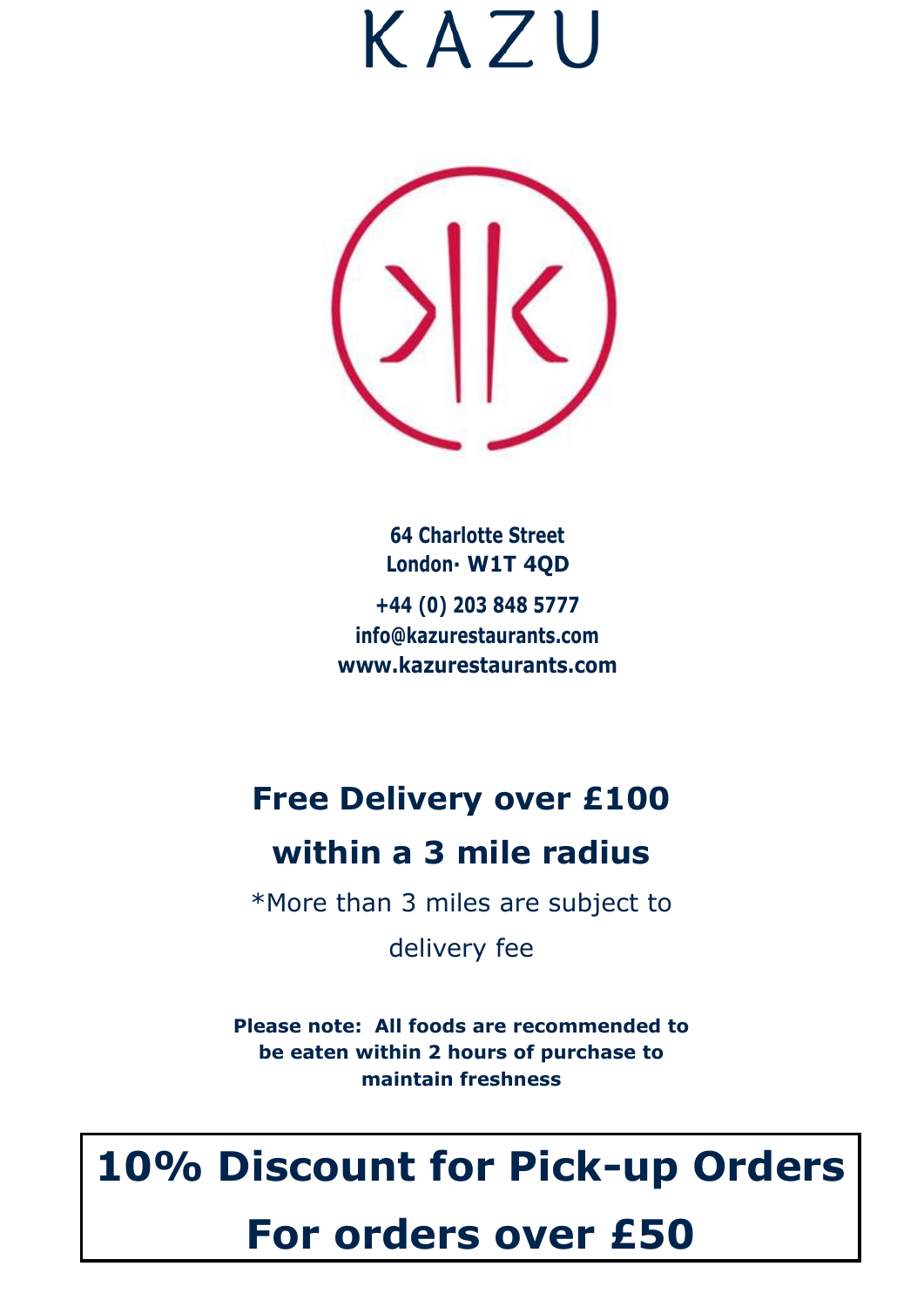# KAZU

**64 Charlotte Street**
**London· W1T 4QD**

**+44 (0) 203 848 5777**
**info@kazurestaurants.com**
**www.kazurestaurants.com**

## Free Delivery over £100

## within a 3 mile radius

*More than 3 miles are subject to delivery fee

**Please note: All foods are recommended to be eaten within 2 hours of purchase to maintain freshness**

## 10% Discount for Pick-up Orders

## For orders over £50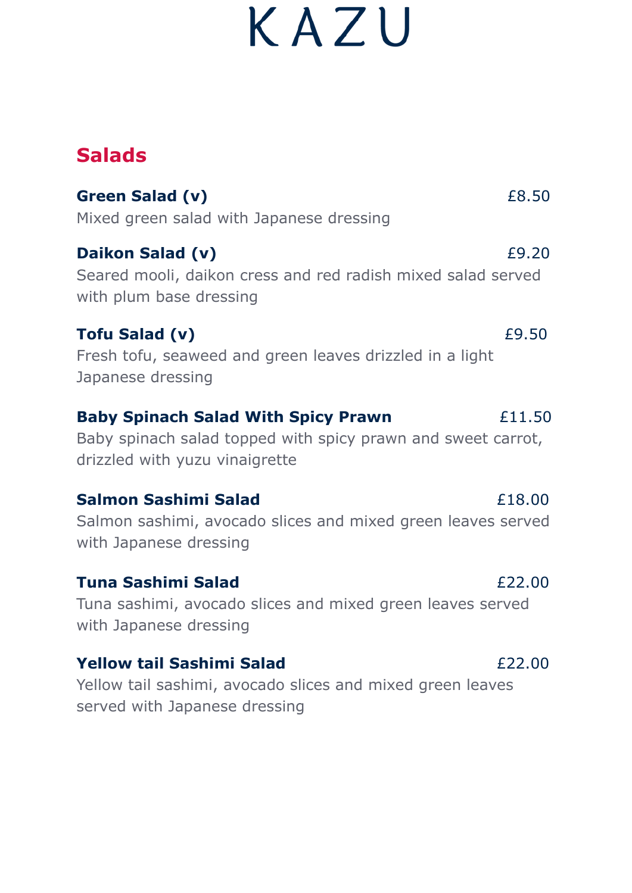# KAZU

## Salads

**Green Salad (v)** £8.50
Mixed green salad with Japanese dressing

**Daikon Salad (v)** £9.20
Seared mooli, daikon cress and red radish mixed salad served with plum base dressing

**Tofu Salad (v)** £9.50
Fresh tofu, seaweed and green leaves drizzled in a light Japanese dressing

**Baby Spinach Salad With Spicy Prawn** £11.50
Baby spinach salad topped with spicy prawn and sweet carrot, drizzled with yuzu vinaigrette

**Salmon Sashimi Salad** £18.00
Salmon sashimi, avocado slices and mixed green leaves served with Japanese dressing

**Tuna Sashimi Salad** £22.00
Tuna sashimi, avocado slices and mixed green leaves served with Japanese dressing

**Yellow tail Sashimi Salad** £22.00
Yellow tail sashimi, avocado slices and mixed green leaves served with Japanese dressing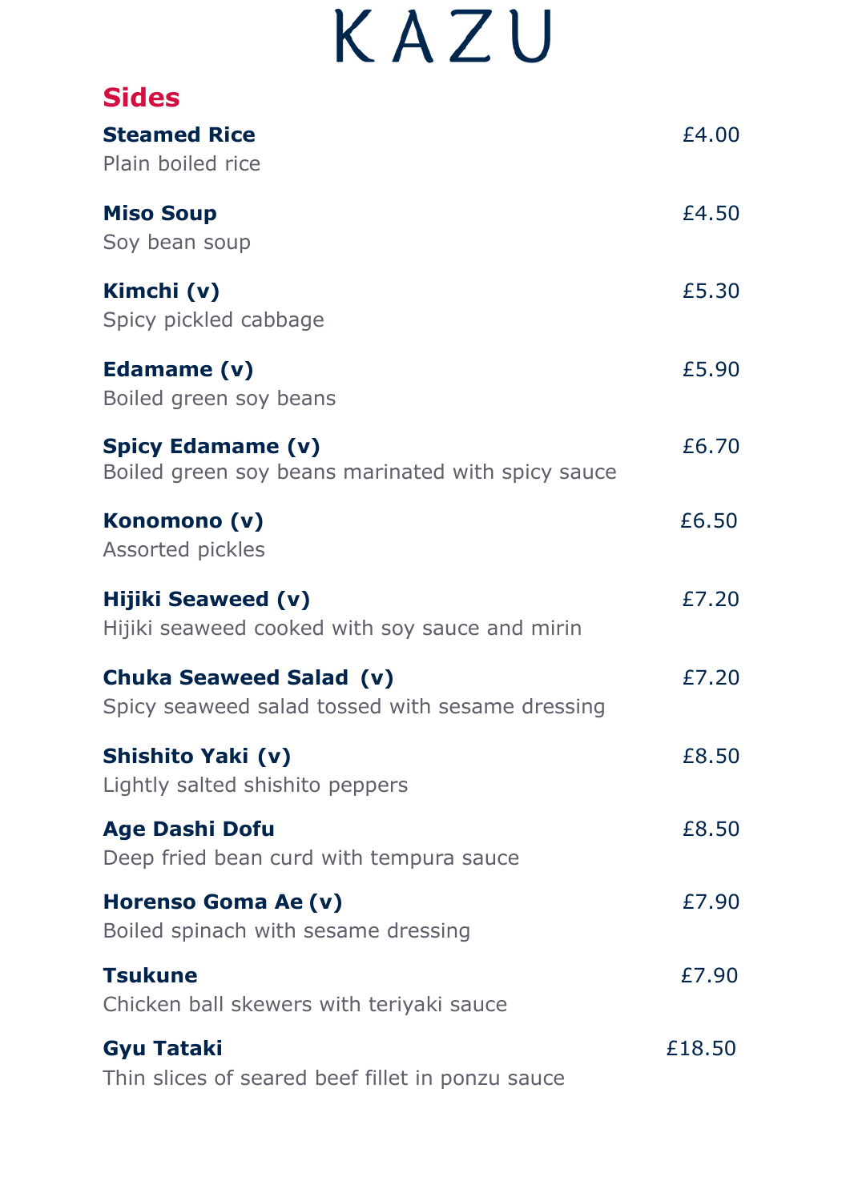# KAZU

## Sides

**Steamed Rice** £4.00
Plain boiled rice

**Miso Soup** £4.50
Soy bean soup

**Kimchi (v)** £5.30
Spicy pickled cabbage

**Edamame (v)** £5.90
Boiled green soy beans

**Spicy Edamame (v)** £6.70
Boiled green soy beans marinated with spicy sauce

**Konomono (v)** £6.50
Assorted pickles

**Hijiki Seaweed (v)** £7.20
Hijiki seaweed cooked with soy sauce and mirin

**Chuka Seaweed Salad (v)** £7.20
Spicy seaweed salad tossed with sesame dressing

**Shishito Yaki (v)** £8.50
Lightly salted shishito peppers

**Age Dashi Dofu** £8.50
Deep fried bean curd with tempura sauce

**Horenso Goma Ae (v)** £7.90
Boiled spinach with sesame dressing

**Tsukune** £7.90
Chicken ball skewers with teriyaki sauce

**Gyu Tataki** £18.50
Thin slices of seared beef fillet in ponzu sauce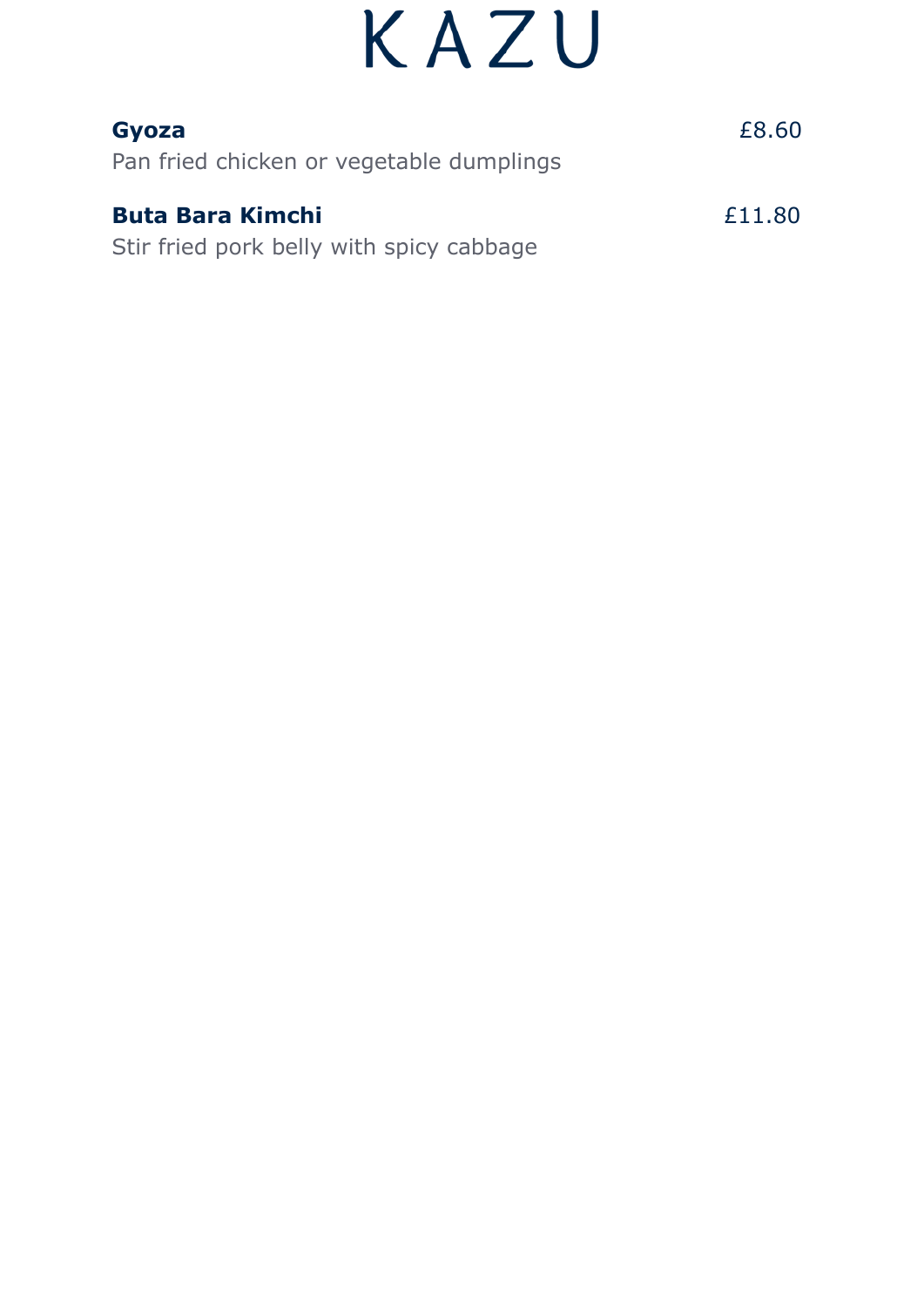# KAZU

**Gyoza** £8.60

Pan fried chicken or vegetable dumplings

**Buta Bara Kimchi** £11.80

Stir fried pork belly with spicy cabbage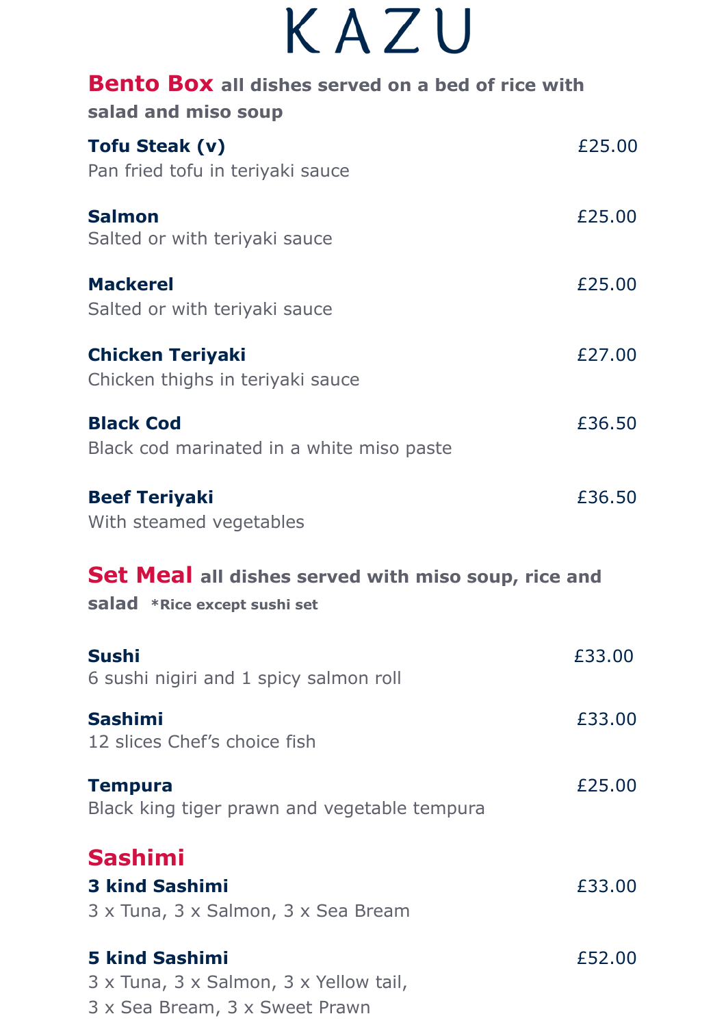# KAZU

## Bento Box **all dishes served on a bed of rice with salad and miso soup**

**Tofu Steak (v)** £25.00
Pan fried tofu in teriyaki sauce

**Salmon** £25.00
Salted or with teriyaki sauce

**Mackerel** £25.00
Salted or with teriyaki sauce

**Chicken Teriyaki** £27.00
Chicken thighs in teriyaki sauce

**Black Cod** £36.50
Black cod marinated in a white miso paste

**Beef Teriyaki** £36.50
With steamed vegetables

## Set Meal **all dishes served with miso soup, rice and salad** *Rice except sushi set

**Sushi** £33.00
6 sushi nigiri and 1 spicy salmon roll

**Sashimi** £33.00
12 slices Chef's choice fish

**Tempura** £25.00
Black king tiger prawn and vegetable tempura

## Sashimi

**3 kind Sashimi** £33.00
3 x Tuna, 3 x Salmon, 3 x Sea Bream

**5 kind Sashimi** £52.00
3 x Tuna, 3 x Salmon, 3 x Yellow tail,
3 x Sea Bream, 3 x Sweet Prawn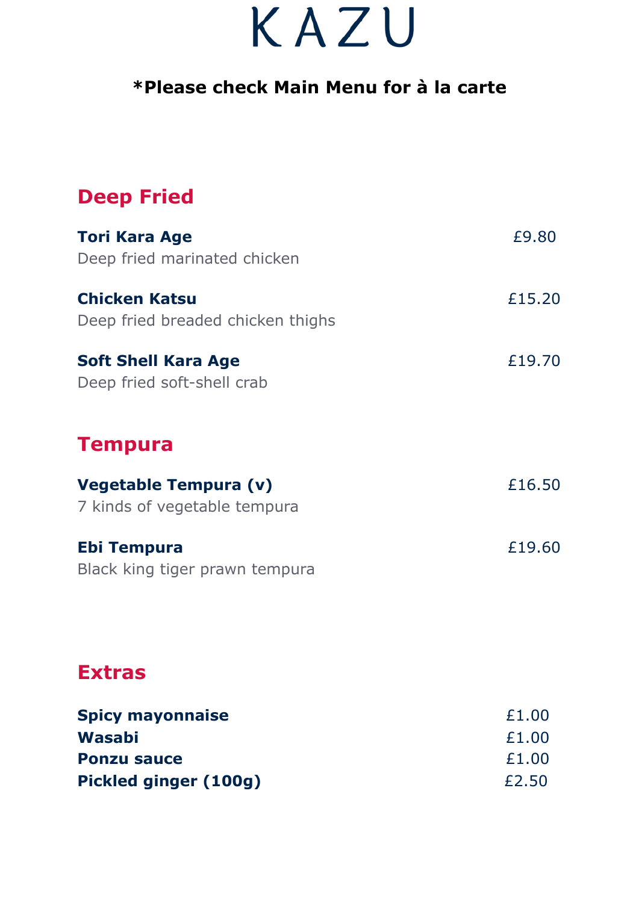# KAZU

**\*Please check Main Menu for à la carte**

## Deep Fried

**Tori Kara Age** £9.80
Deep fried marinated chicken

**Chicken Katsu** £15.20
Deep fried breaded chicken thighs

**Soft Shell Kara Age** £19.70
Deep fried soft-shell crab

## Tempura

**Vegetable Tempura (v)** £16.50
7 kinds of vegetable tempura

**Ebi Tempura** £19.60
Black king tiger prawn tempura

## Extras

**Spicy mayonnaise** £1.00
**Wasabi** £1.00
**Ponzu sauce** £1.00
**Pickled ginger (100g)** £2.50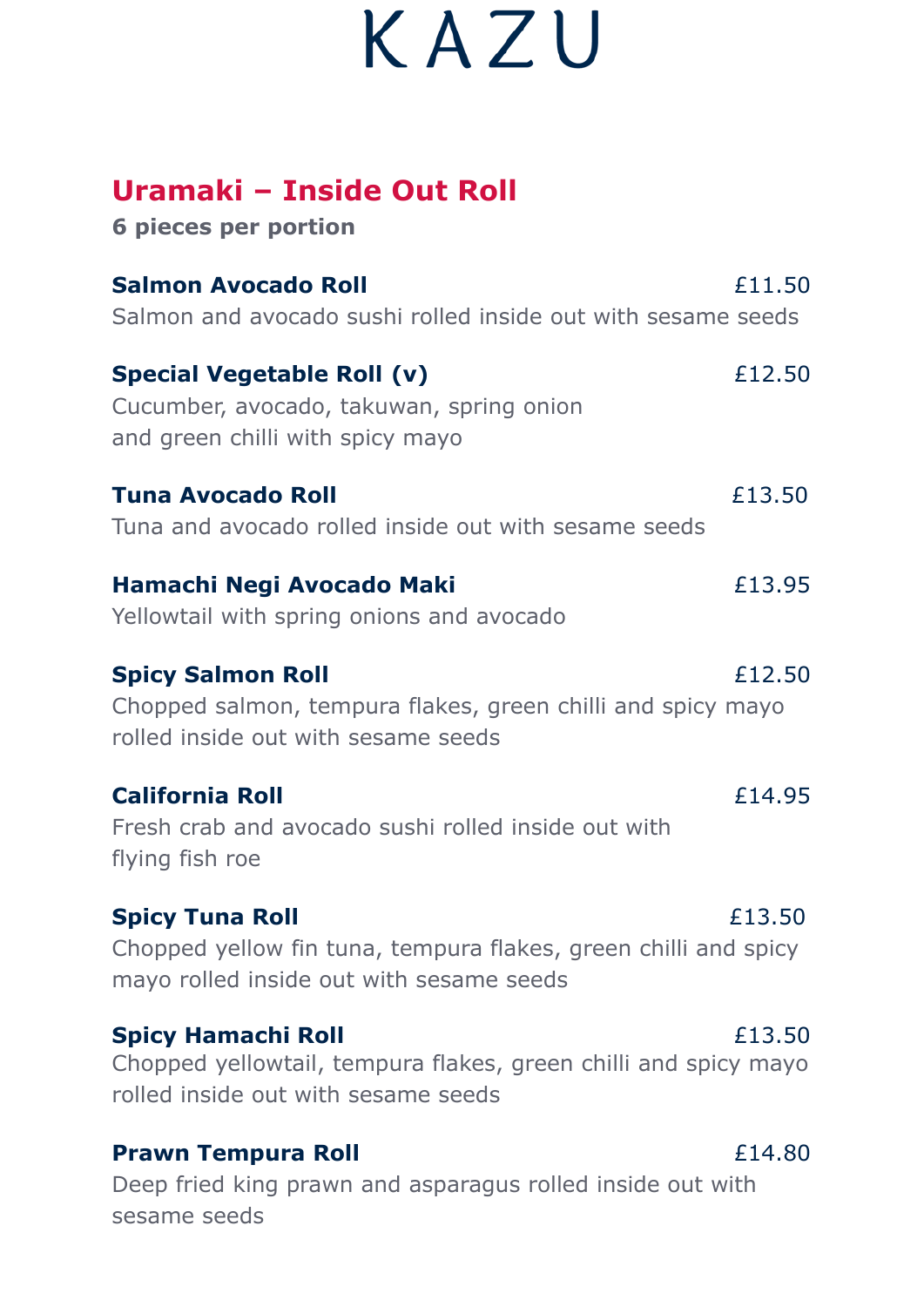# KAZU

## Uramaki – Inside Out Roll

**6 pieces per portion**

**Salmon Avocado Roll** £11.50
Salmon and avocado sushi rolled inside out with sesame seeds

**Special Vegetable Roll (v)** £12.50
Cucumber, avocado, takuwan, spring onion and green chilli with spicy mayo

**Tuna Avocado Roll** £13.50
Tuna and avocado rolled inside out with sesame seeds

**Hamachi Negi Avocado Maki** £13.95
Yellowtail with spring onions and avocado

**Spicy Salmon Roll** £12.50
Chopped salmon, tempura flakes, green chilli and spicy mayo rolled inside out with sesame seeds

**California Roll** £14.95
Fresh crab and avocado sushi rolled inside out with flying fish roe

**Spicy Tuna Roll** £13.50
Chopped yellow fin tuna, tempura flakes, green chilli and spicy mayo rolled inside out with sesame seeds

**Spicy Hamachi Roll** £13.50
Chopped yellowtail, tempura flakes, green chilli and spicy mayo rolled inside out with sesame seeds

**Prawn Tempura Roll** £14.80
Deep fried king prawn and asparagus rolled inside out with sesame seeds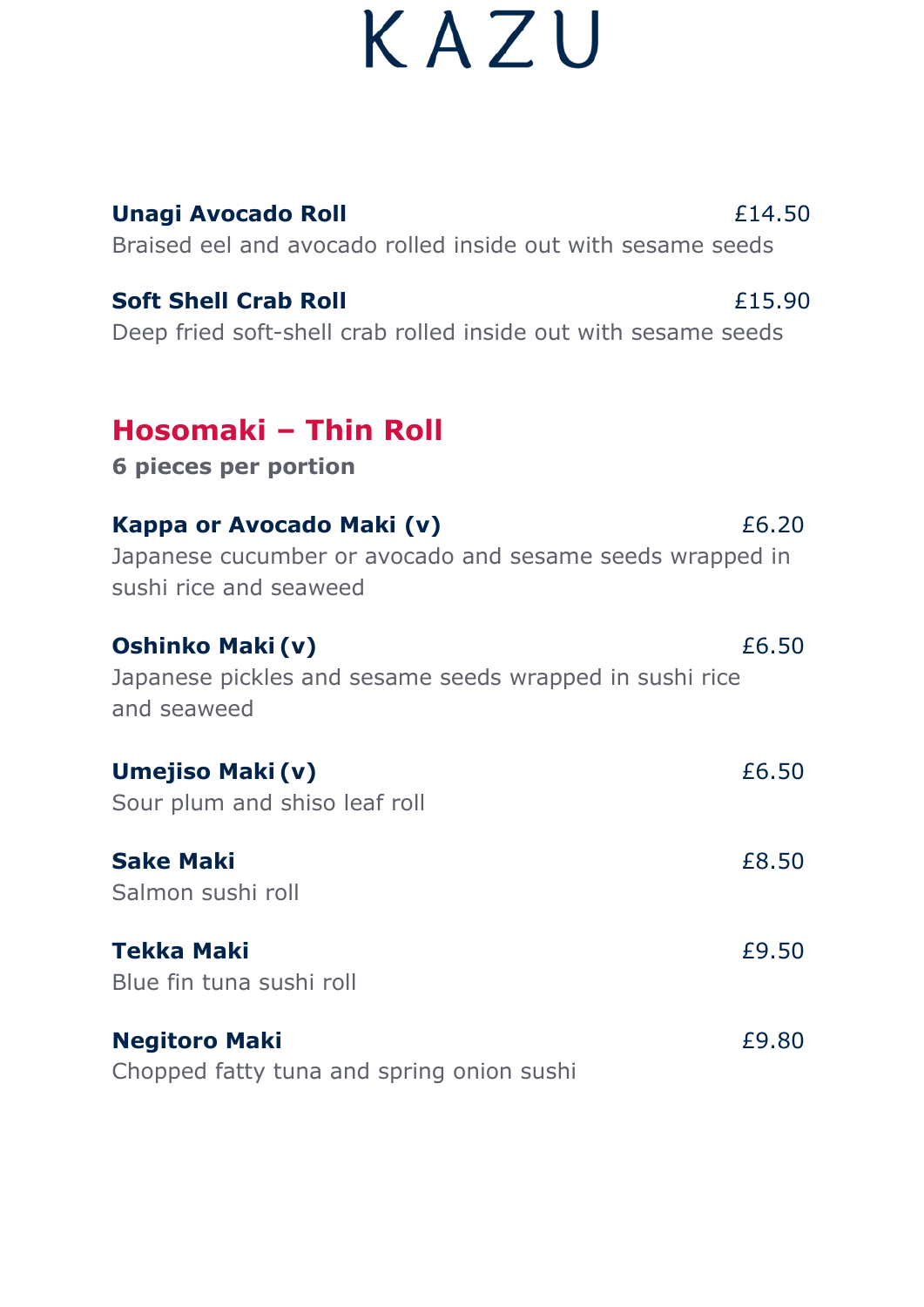# KAZU

**Unagi Avocado Roll** £14.50
Braised eel and avocado rolled inside out with sesame seeds

**Soft Shell Crab Roll** £15.90
Deep fried soft-shell crab rolled inside out with sesame seeds

## Hosomaki – Thin Roll

**6 pieces per portion**

**Kappa or Avocado Maki (v)** £6.20
Japanese cucumber or avocado and sesame seeds wrapped in sushi rice and seaweed

**Oshinko Maki (v)** £6.50
Japanese pickles and sesame seeds wrapped in sushi rice and seaweed

**Umejiso Maki (v)** £6.50
Sour plum and shiso leaf roll

**Sake Maki** £8.50
Salmon sushi roll

**Tekka Maki** £9.50
Blue fin tuna sushi roll

**Negitoro Maki** £9.80
Chopped fatty tuna and spring onion sushi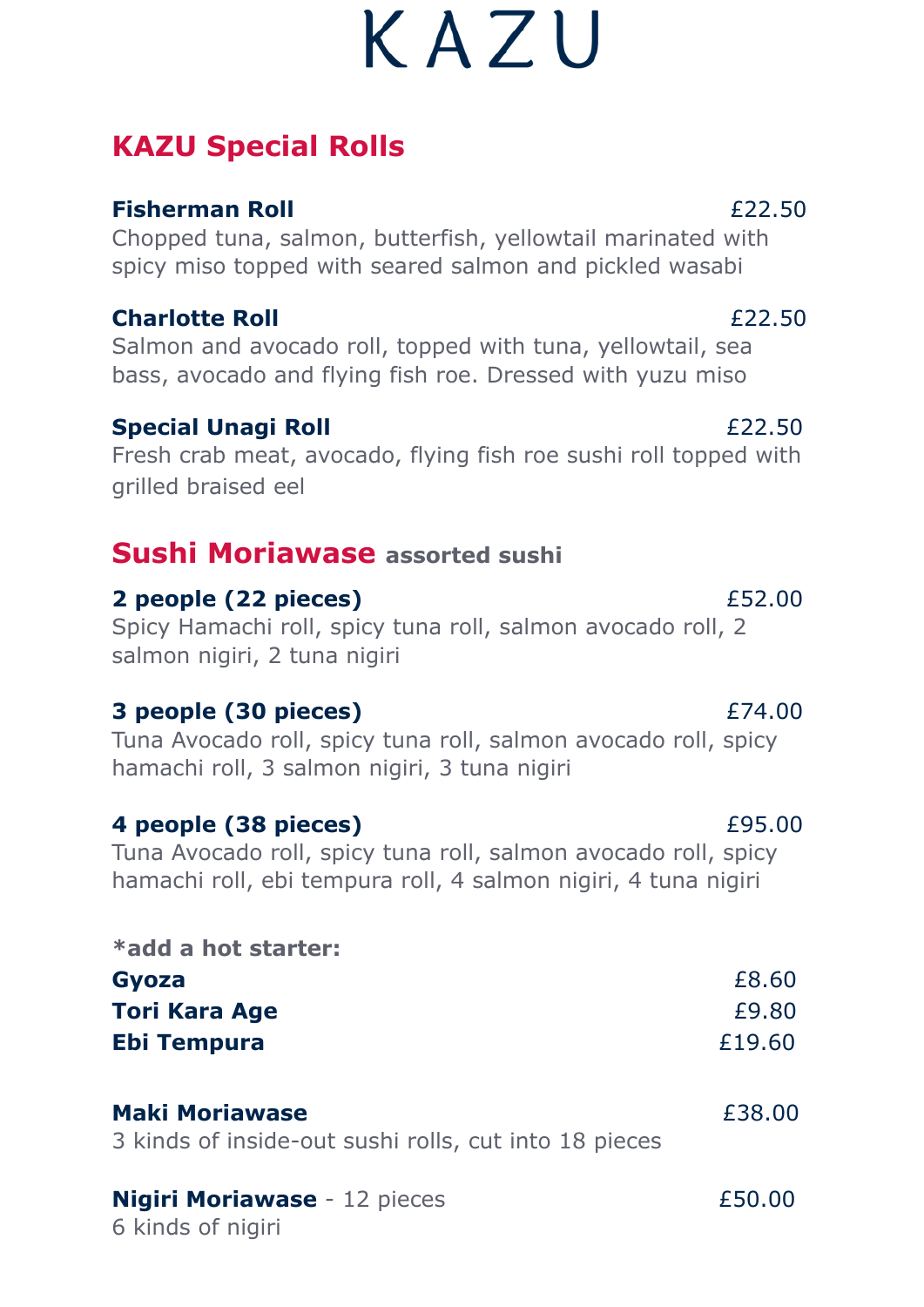# KAZU

## KAZU Special Rolls

**Fisherman Roll** £22.50
Chopped tuna, salmon, butterfish, yellowtail marinated with spicy miso topped with seared salmon and pickled wasabi

**Charlotte Roll** £22.50
Salmon and avocado roll, topped with tuna, yellowtail, sea bass, avocado and flying fish roe. Dressed with yuzu miso

**Special Unagi Roll** £22.50
Fresh crab meat, avocado, flying fish roe sushi roll topped with grilled braised eel

## Sushi Moriawase assorted sushi

**2 people (22 pieces)** £52.00
Spicy Hamachi roll, spicy tuna roll, salmon avocado roll, 2 salmon nigiri, 2 tuna nigiri

**3 people (30 pieces)** £74.00
Tuna Avocado roll, spicy tuna roll, salmon avocado roll, spicy hamachi roll, 3 salmon nigiri, 3 tuna nigiri

**4 people (38 pieces)** £95.00
Tuna Avocado roll, spicy tuna roll, salmon avocado roll, spicy hamachi roll, ebi tempura roll, 4 salmon nigiri, 4 tuna nigiri

**\*add a hot starter:**
**Gyoza** £8.60
**Tori Kara Age** £9.80
**Ebi Tempura** £19.60

**Maki Moriawase** £38.00
3 kinds of inside-out sushi rolls, cut into 18 pieces

**Nigiri Moriawase** - 12 pieces £50.00
6 kinds of nigiri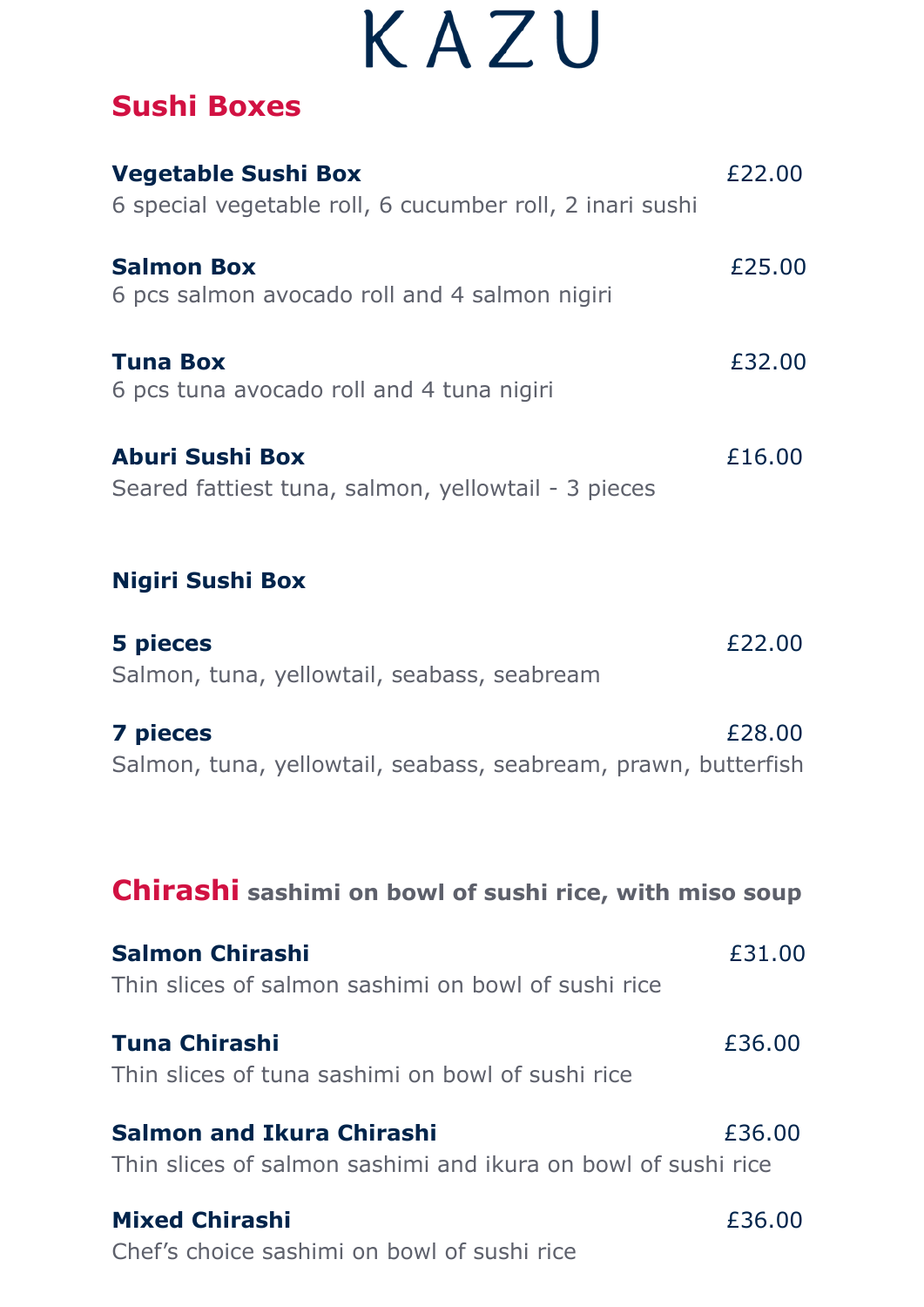# KAZU

## Sushi Boxes

**Vegetable Sushi Box** £22.00
6 special vegetable roll, 6 cucumber roll, 2 inari sushi

**Salmon Box** £25.00
6 pcs salmon avocado roll and 4 salmon nigiri

**Tuna Box** £32.00
6 pcs tuna avocado roll and 4 tuna nigiri

**Aburi Sushi Box** £16.00
Seared fattiest tuna, salmon, yellowtail - 3 pieces

### Nigiri Sushi Box

**5 pieces** £22.00
Salmon, tuna, yellowtail, seabass, seabream

**7 pieces** £28.00
Salmon, tuna, yellowtail, seabass, seabream, prawn, butterfish

## Chirashi **sashimi on bowl of sushi rice, with miso soup**

**Salmon Chirashi** £31.00
Thin slices of salmon sashimi on bowl of sushi rice

**Tuna Chirashi** £36.00
Thin slices of tuna sashimi on bowl of sushi rice

**Salmon and Ikura Chirashi** £36.00
Thin slices of salmon sashimi and ikura on bowl of sushi rice

**Mixed Chirashi** £36.00
Chef's choice sashimi on bowl of sushi rice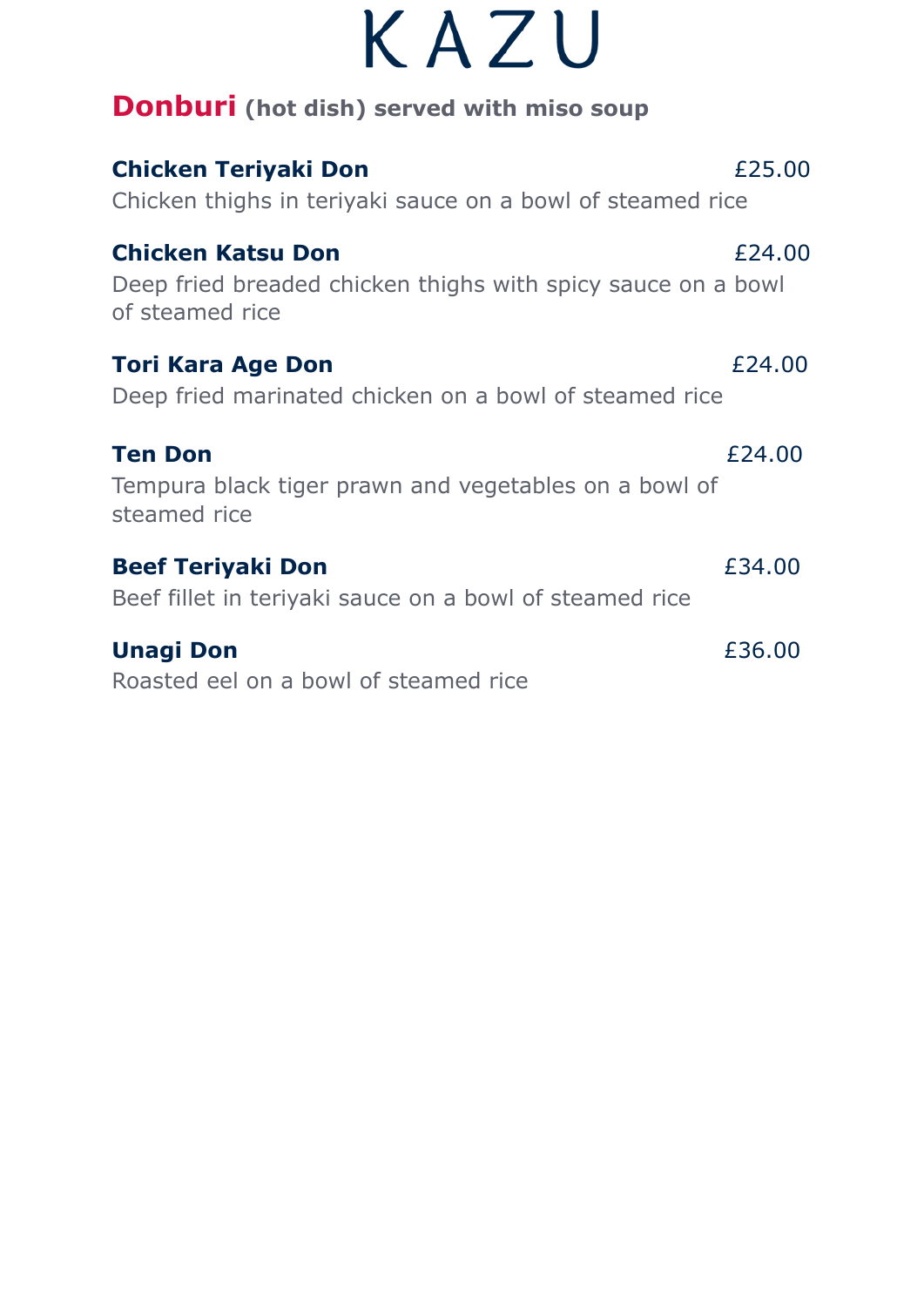# KAZU

## Donburi (hot dish) served with miso soup

**Chicken Teriyaki Don** £25.00
Chicken thighs in teriyaki sauce on a bowl of steamed rice

**Chicken Katsu Don** £24.00
Deep fried breaded chicken thighs with spicy sauce on a bowl of steamed rice

**Tori Kara Age Don** £24.00
Deep fried marinated chicken on a bowl of steamed rice

**Ten Don** £24.00
Tempura black tiger prawn and vegetables on a bowl of steamed rice

**Beef Teriyaki Don** £34.00
Beef fillet in teriyaki sauce on a bowl of steamed rice

**Unagi Don** £36.00
Roasted eel on a bowl of steamed rice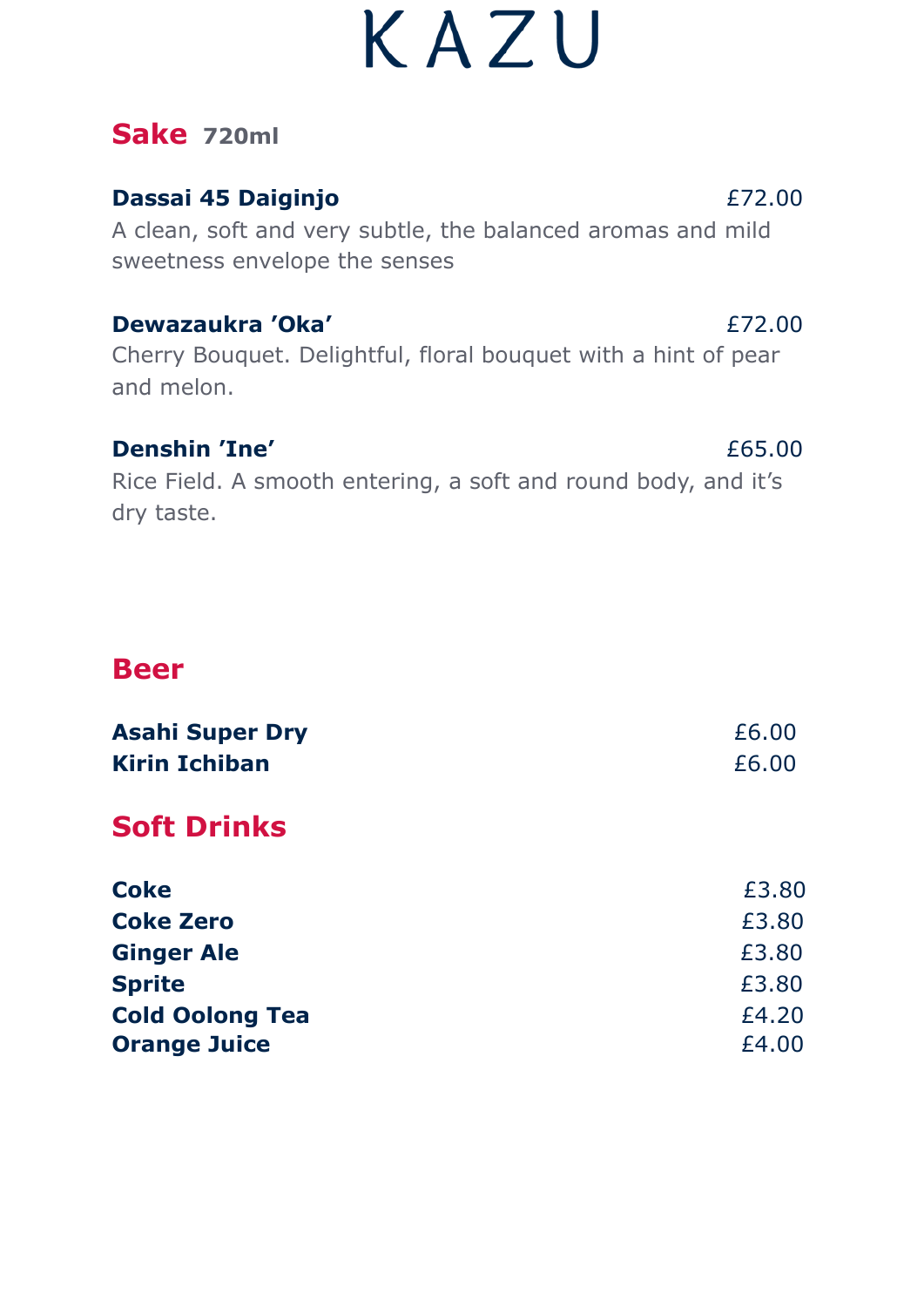# KAZU

## Sake 720ml

**Dassai 45 Daiginjo** £72.00
A clean, soft and very subtle, the balanced aromas and mild sweetness envelope the senses

**Dewazaukra 'Oka'** £72.00
Cherry Bouquet. Delightful, floral bouquet with a hint of pear and melon.

**Denshin 'Ine'** £65.00
Rice Field. A smooth entering, a soft and round body, and it's dry taste.

## Beer

| | |
|---|---|
| **Asahi Super Dry** | £6.00 |
| **Kirin Ichiban** | £6.00 |

## Soft Drinks

| | |
|---|---|
| **Coke** | £3.80 |
| **Coke Zero** | £3.80 |
| **Ginger Ale** | £3.80 |
| **Sprite** | £3.80 |
| **Cold Oolong Tea** | £4.20 |
| **Orange Juice** | £4.00 |